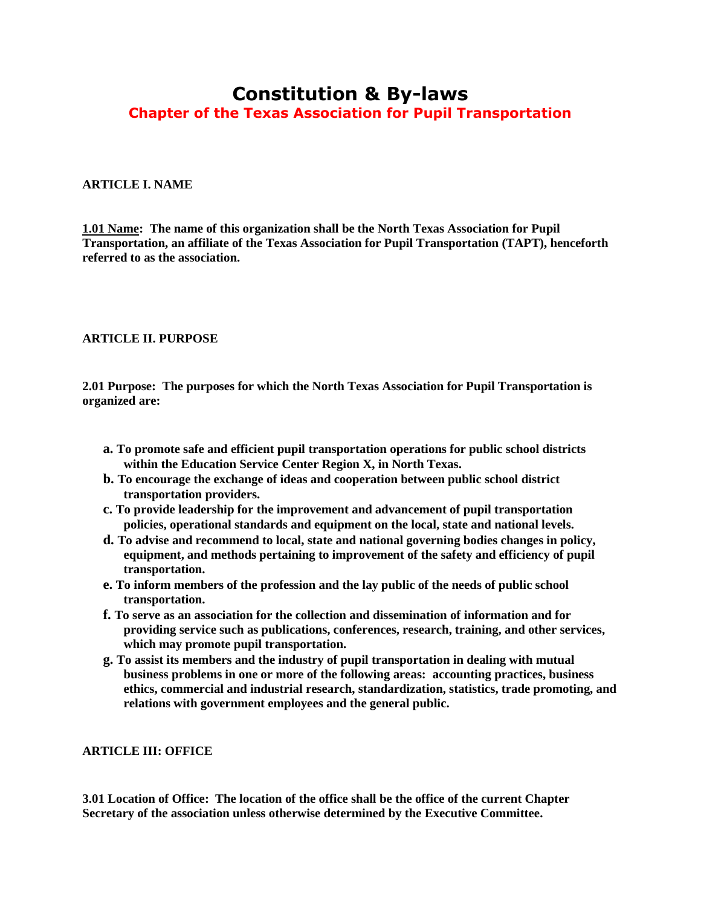# Constitution & By-laws

## Chapter of the Texas Association for Pupil Transportation

**ARTICLE I. NAME**

**1.01 Name: The name of this organization shall be the North Texas Association for Pupil Transportation, an affiliate of the Texas Association for Pupil Transportation (TAPT), henceforth referred to as the association.**

**ARTICLE II. PURPOSE**

**2.01 Purpose: The purposes for which the North Texas Association for Pupil Transportation is organized are:**

**a. To promote safe and efficient pupil transportation operations for public school districts within the Education Service Center Region X, in North Texas.**
**b. To encourage the exchange of ideas and cooperation between public school district transportation providers.**
**c. To provide leadership for the improvement and advancement of pupil transportation policies, operational standards and equipment on the local, state and national levels.**
**d. To advise and recommend to local, state and national governing bodies changes in policy, equipment, and methods pertaining to improvement of the safety and efficiency of pupil transportation.**
**e. To inform members of the profession and the lay public of the needs of public school transportation.**
**f. To serve as an association for the collection and dissemination of information and for providing service such as publications, conferences, research, training, and other services, which may promote pupil transportation.**
**g. To assist its members and the industry of pupil transportation in dealing with mutual business problems in one or more of the following areas: accounting practices, business ethics, commercial and industrial research, standardization, statistics, trade promoting, and relations with government employees and the general public.**

**ARTICLE III: OFFICE**

**3.01 Location of Office: The location of the office shall be the office of the current Chapter Secretary of the association unless otherwise determined by the Executive Committee.**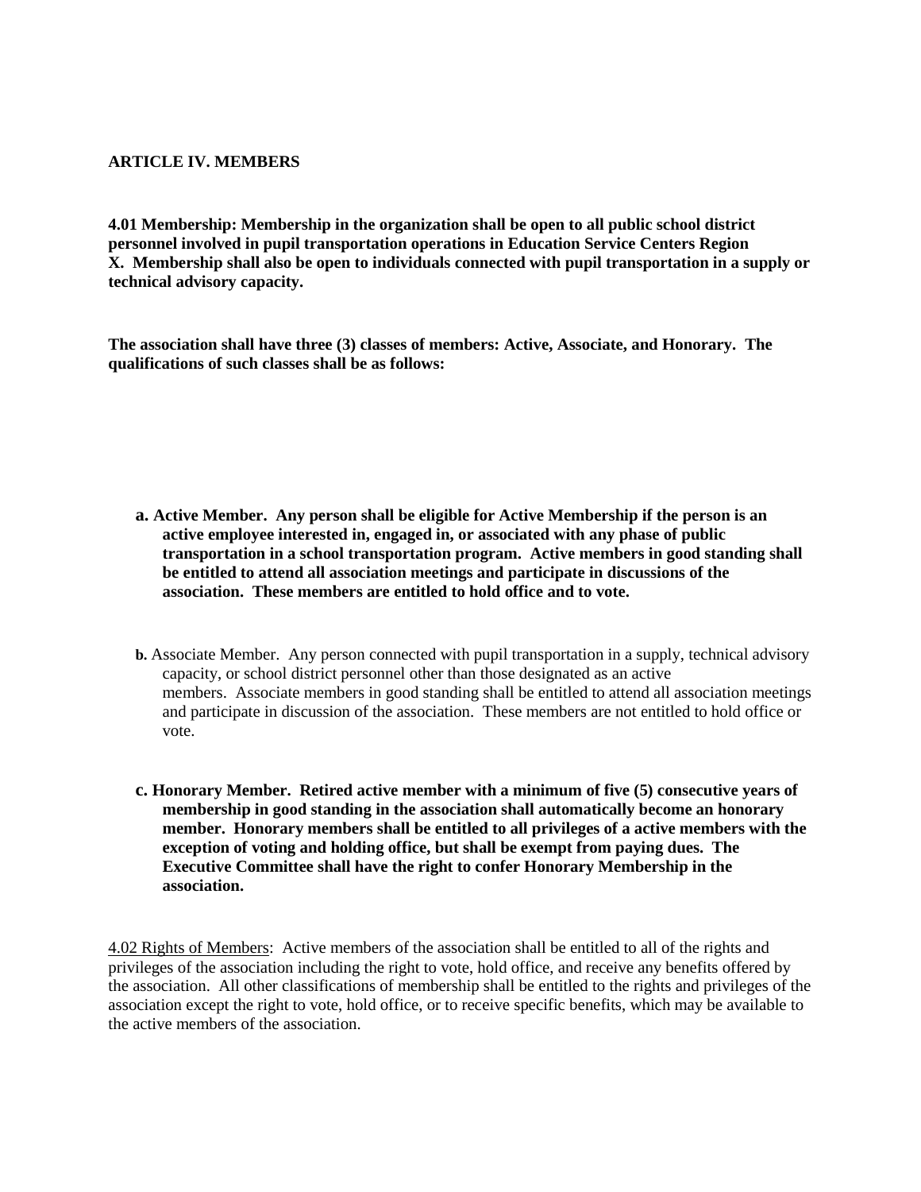## ARTICLE IV. MEMBERS

**4.01 Membership: Membership in the organization shall be open to all public school district personnel involved in pupil transportation operations in Education Service Centers Region X. Membership shall also be open to individuals connected with pupil transportation in a supply or technical advisory capacity.**

**The association shall have three (3) classes of members: Active, Associate, and Honorary. The qualifications of such classes shall be as follows:**

**a. Active Member. Any person shall be eligible for Active Membership if the person is an active employee interested in, engaged in, or associated with any phase of public transportation in a school transportation program. Active members in good standing shall be entitled to attend all association meetings and participate in discussions of the association. These members are entitled to hold office and to vote.**

**b.** Associate Member. Any person connected with pupil transportation in a supply, technical advisory capacity, or school district personnel other than those designated as an active members. Associate members in good standing shall be entitled to attend all association meetings and participate in discussion of the association. These members are not entitled to hold office or vote.

**c. Honorary Member. Retired active member with a minimum of five (5) consecutive years of membership in good standing in the association shall automatically become an honorary member. Honorary members shall be entitled to all privileges of a active members with the exception of voting and holding office, but shall be exempt from paying dues. The Executive Committee shall have the right to confer Honorary Membership in the association.**

<u>4.02 Rights of Members</u>: Active members of the association shall be entitled to all of the rights and privileges of the association including the right to vote, hold office, and receive any benefits offered by the association. All other classifications of membership shall be entitled to the rights and privileges of the association except the right to vote, hold office, or to receive specific benefits, which may be available to the active members of the association.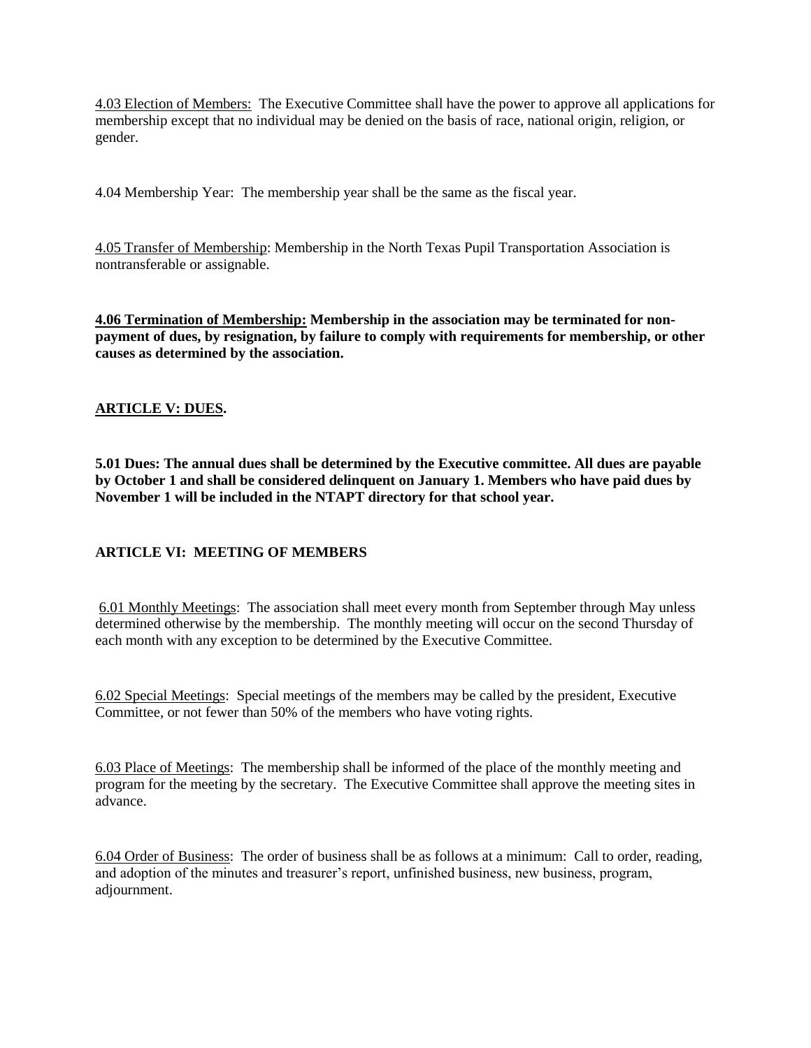<u>4.03 Election of Members:</u> The Executive Committee shall have the power to approve all applications for membership except that no individual may be denied on the basis of race, national origin, religion, or gender.

4.04 Membership Year: The membership year shall be the same as the fiscal year.

<u>4.05 Transfer of Membership</u>: Membership in the North Texas Pupil Transportation Association is nontransferable or assignable.

**<u>4.06 Termination of Membership:</u> Membership in the association may be terminated for non-payment of dues, by resignation, by failure to comply with requirements for membership, or other causes as determined by the association.**

## <u>ARTICLE V: DUES</u>.

**5.01 Dues: The annual dues shall be determined by the Executive committee. All dues are payable by October 1 and shall be considered delinquent on January 1. Members who have paid dues by November 1 will be included in the NTAPT directory for that school year.**

## ARTICLE VI: MEETING OF MEMBERS

<u>6.01 Monthly Meetings</u>: The association shall meet every month from September through May unless determined otherwise by the membership. The monthly meeting will occur on the second Thursday of each month with any exception to be determined by the Executive Committee.

<u>6.02 Special Meetings</u>: Special meetings of the members may be called by the president, Executive Committee, or not fewer than 50% of the members who have voting rights.

<u>6.03 Place of Meetings</u>: The membership shall be informed of the place of the monthly meeting and program for the meeting by the secretary. The Executive Committee shall approve the meeting sites in advance.

<u>6.04 Order of Business</u>: The order of business shall be as follows at a minimum: Call to order, reading, and adoption of the minutes and treasurer's report, unfinished business, new business, program, adjournment.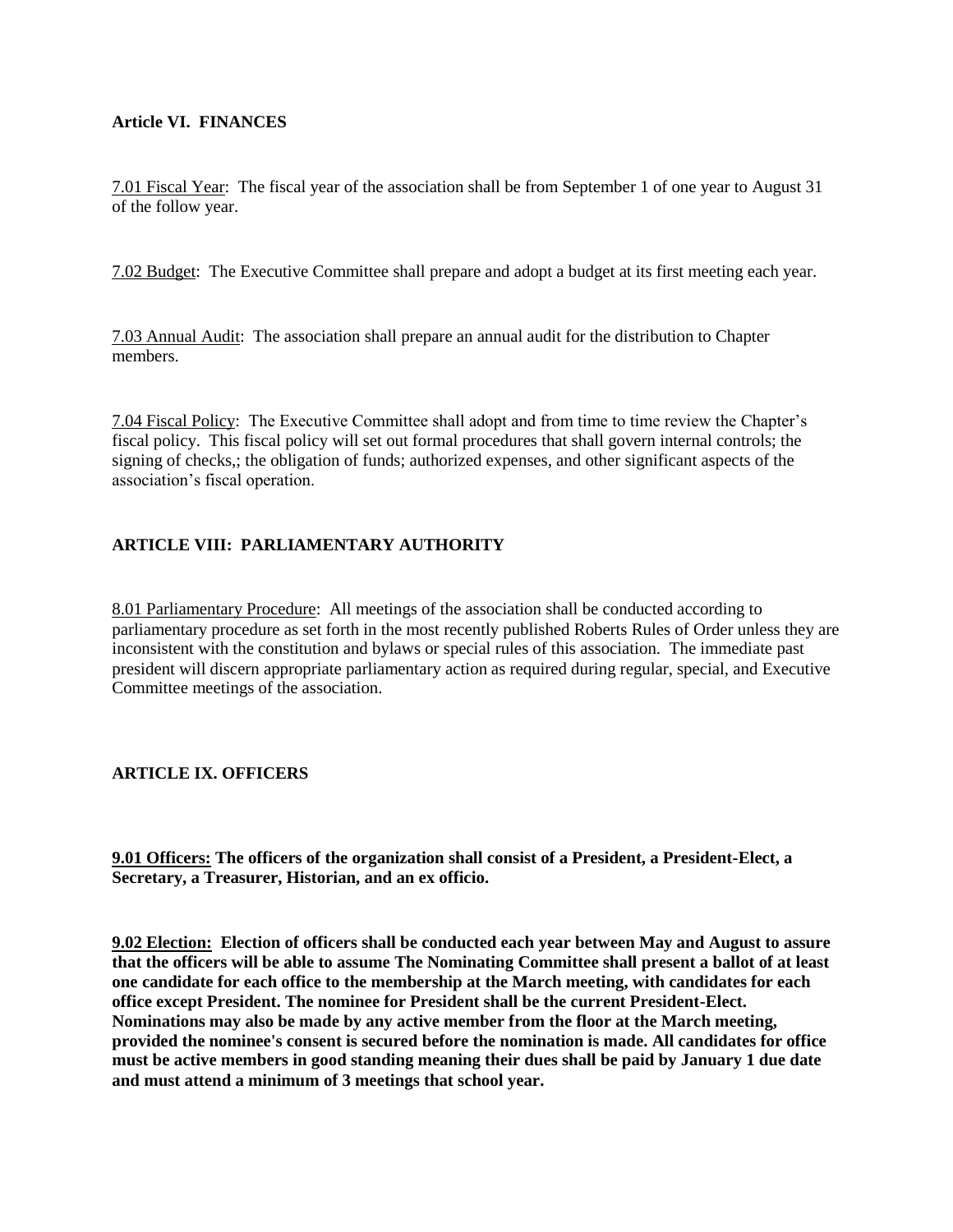**Article VI. FINANCES**

7.01 Fiscal Year: The fiscal year of the association shall be from September 1 of one year to August 31 of the follow year.

7.02 Budget: The Executive Committee shall prepare and adopt a budget at its first meeting each year.

7.03 Annual Audit: The association shall prepare an annual audit for the distribution to Chapter members.

7.04 Fiscal Policy: The Executive Committee shall adopt and from time to time review the Chapter's fiscal policy. This fiscal policy will set out formal procedures that shall govern internal controls; the signing of checks,; the obligation of funds; authorized expenses, and other significant aspects of the association's fiscal operation.

**ARTICLE VIII: PARLIAMENTARY AUTHORITY**

8.01 Parliamentary Procedure: All meetings of the association shall be conducted according to parliamentary procedure as set forth in the most recently published Roberts Rules of Order unless they are inconsistent with the constitution and bylaws or special rules of this association. The immediate past president will discern appropriate parliamentary action as required during regular, special, and Executive Committee meetings of the association.

**ARTICLE IX. OFFICERS**

**9.01 Officers: The officers of the organization shall consist of a President, a President-Elect, a Secretary, a Treasurer, Historian, and an ex officio.**

**9.02 Election: Election of officers shall be conducted each year between May and August to assure that the officers will be able to assume The Nominating Committee shall present a ballot of at least one candidate for each office to the membership at the March meeting, with candidates for each office except President. The nominee for President shall be the current President-Elect. Nominations may also be made by any active member from the floor at the March meeting, provided the nominee's consent is secured before the nomination is made. All candidates for office must be active members in good standing meaning their dues shall be paid by January 1 due date and must attend a minimum of 3 meetings that school year.**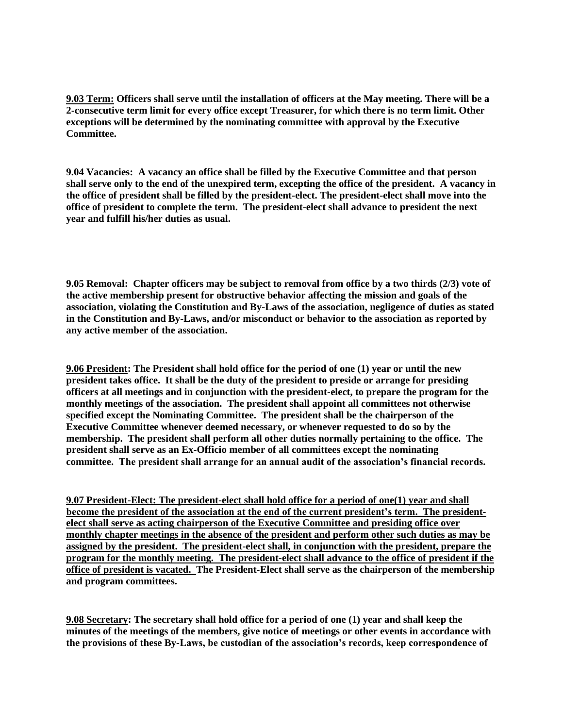**9.03 Term: Officers shall serve until the installation of officers at the May meeting. There will be a 2-consecutive term limit for every office except Treasurer, for which there is no term limit. Other exceptions will be determined by the nominating committee with approval by the Executive Committee.**

**9.04 Vacancies: A vacancy an office shall be filled by the Executive Committee and that person shall serve only to the end of the unexpired term, excepting the office of the president. A vacancy in the office of president shall be filled by the president-elect. The president-elect shall move into the office of president to complete the term. The president-elect shall advance to president the next year and fulfill his/her duties as usual.**

**9.05 Removal: Chapter officers may be subject to removal from office by a two thirds (2/3) vote of the active membership present for obstructive behavior affecting the mission and goals of the association, violating the Constitution and By-Laws of the association, negligence of duties as stated in the Constitution and By-Laws, and/or misconduct or behavior to the association as reported by any active member of the association.**

**9.06 President: The President shall hold office for the period of one (1) year or until the new president takes office. It shall be the duty of the president to preside or arrange for presiding officers at all meetings and in conjunction with the president-elect, to prepare the program for the monthly meetings of the association. The president shall appoint all committees not otherwise specified except the Nominating Committee. The president shall be the chairperson of the Executive Committee whenever deemed necessary, or whenever requested to do so by the membership. The president shall perform all other duties normally pertaining to the office. The president shall serve as an Ex-Officio member of all committees except the nominating committee. The president shall arrange for an annual audit of the association's financial records.**

**9.07 President-Elect: The president-elect shall hold office for a period of one(1) year and shall become the president of the association at the end of the current president's term. The president-elect shall serve as acting chairperson of the Executive Committee and presiding office over monthly chapter meetings in the absence of the president and perform other such duties as may be assigned by the president. The president-elect shall, in conjunction with the president, prepare the program for the monthly meeting. The president-elect shall advance to the office of president if the office of president is vacated. The President-Elect shall serve as the chairperson of the membership and program committees.**

**9.08 Secretary: The secretary shall hold office for a period of one (1) year and shall keep the minutes of the meetings of the members, give notice of meetings or other events in accordance with the provisions of these By-Laws, be custodian of the association's records, keep correspondence of**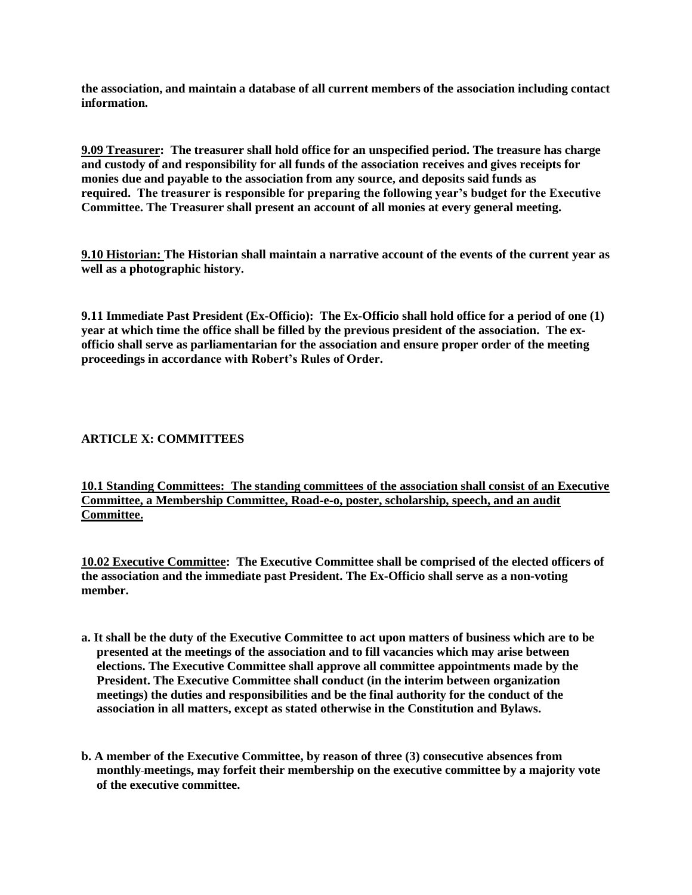**the association, and maintain a database of all current members of the association including contact information.**

**<u>9.09 Treasurer</u>: The treasurer shall hold office for an unspecified period. The treasure has charge and custody of and responsibility for all funds of the association receives and gives receipts for monies due and payable to the association from any source, and deposits said funds as required. The treasurer is responsible for preparing the following year's budget for the Executive Committee. The Treasurer shall present an account of all monies at every general meeting.**

**<u>9.10 Historian:</u> The Historian shall maintain a narrative account of the events of the current year as well as a photographic history.**

**9.11 Immediate Past President (Ex-Officio): The Ex-Officio shall hold office for a period of one (1) year at which time the office shall be filled by the previous president of the association. The ex-officio shall serve as parliamentarian for the association and ensure proper order of the meeting proceedings in accordance with Robert's Rules of Order.**

## ARTICLE X: COMMITTEES

**<u>10.1 Standing Committees: The standing committees of the association shall consist of an Executive Committee, a Membership Committee, Road-e-o, poster, scholarship, speech, and an audit Committee.</u>**

**<u>10.02 Executive Committee</u>: The Executive Committee shall be comprised of the elected officers of the association and the immediate past President. The Ex-Officio shall serve as a non-voting member.**

**a. It shall be the duty of the Executive Committee to act upon matters of business which are to be presented at the meetings of the association and to fill vacancies which may arise between elections. The Executive Committee shall approve all committee appointments made by the President. The Executive Committee shall conduct (in the interim between organization meetings) the duties and responsibilities and be the final authority for the conduct of the association in all matters, except as stated otherwise in the Constitution and Bylaws.**

**b. A member of the Executive Committee, by reason of three (3) consecutive absences from monthly meetings, may forfeit their membership on the executive committee by a majority vote of the executive committee.**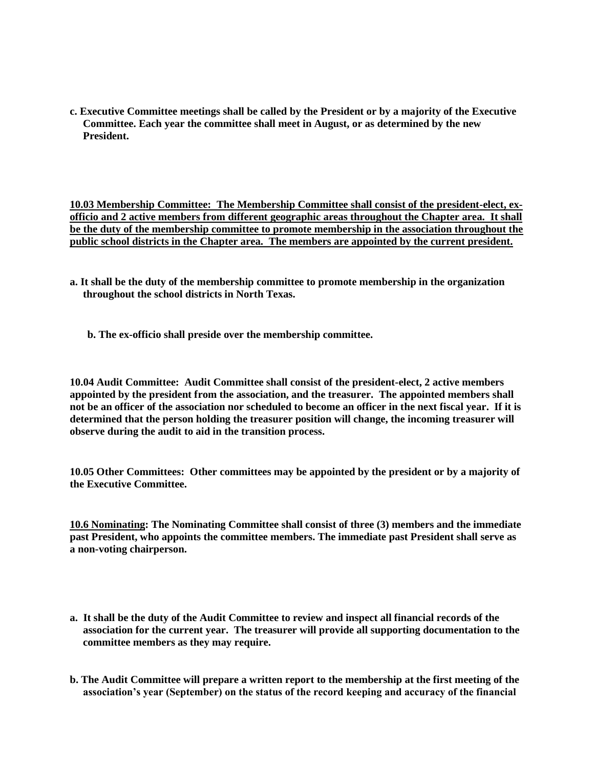**c. Executive Committee meetings shall be called by the President or by a majority of the Executive Committee. Each year the committee shall meet in August, or as determined by the new President.**

<u>**10.03 Membership Committee: The Membership Committee shall consist of the president-elect, ex-officio and 2 active members from different geographic areas throughout the Chapter area. It shall be the duty of the membership committee to promote membership in the association throughout the public school districts in the Chapter area. The members are appointed by the current president.**</u>

**a. It shall be the duty of the membership committee to promote membership in the organization throughout the school districts in North Texas.**

**b. The ex-officio shall preside over the membership committee.**

**10.04 Audit Committee: Audit Committee shall consist of the president-elect, 2 active members appointed by the president from the association, and the treasurer. The appointed members shall not be an officer of the association nor scheduled to become an officer in the next fiscal year. If it is determined that the person holding the treasurer position will change, the incoming treasurer will observe during the audit to aid in the transition process.**

**10.05 Other Committees: Other committees may be appointed by the president or by a majority of the Executive Committee.**

**<u>10.6 Nominating</u>: The Nominating Committee shall consist of three (3) members and the immediate past President, who appoints the committee members. The immediate past President shall serve as a non-voting chairperson.**

**a. It shall be the duty of the Audit Committee to review and inspect all financial records of the association for the current year. The treasurer will provide all supporting documentation to the committee members as they may require.**

**b. The Audit Committee will prepare a written report to the membership at the first meeting of the association's year (September) on the status of the record keeping and accuracy of the financial**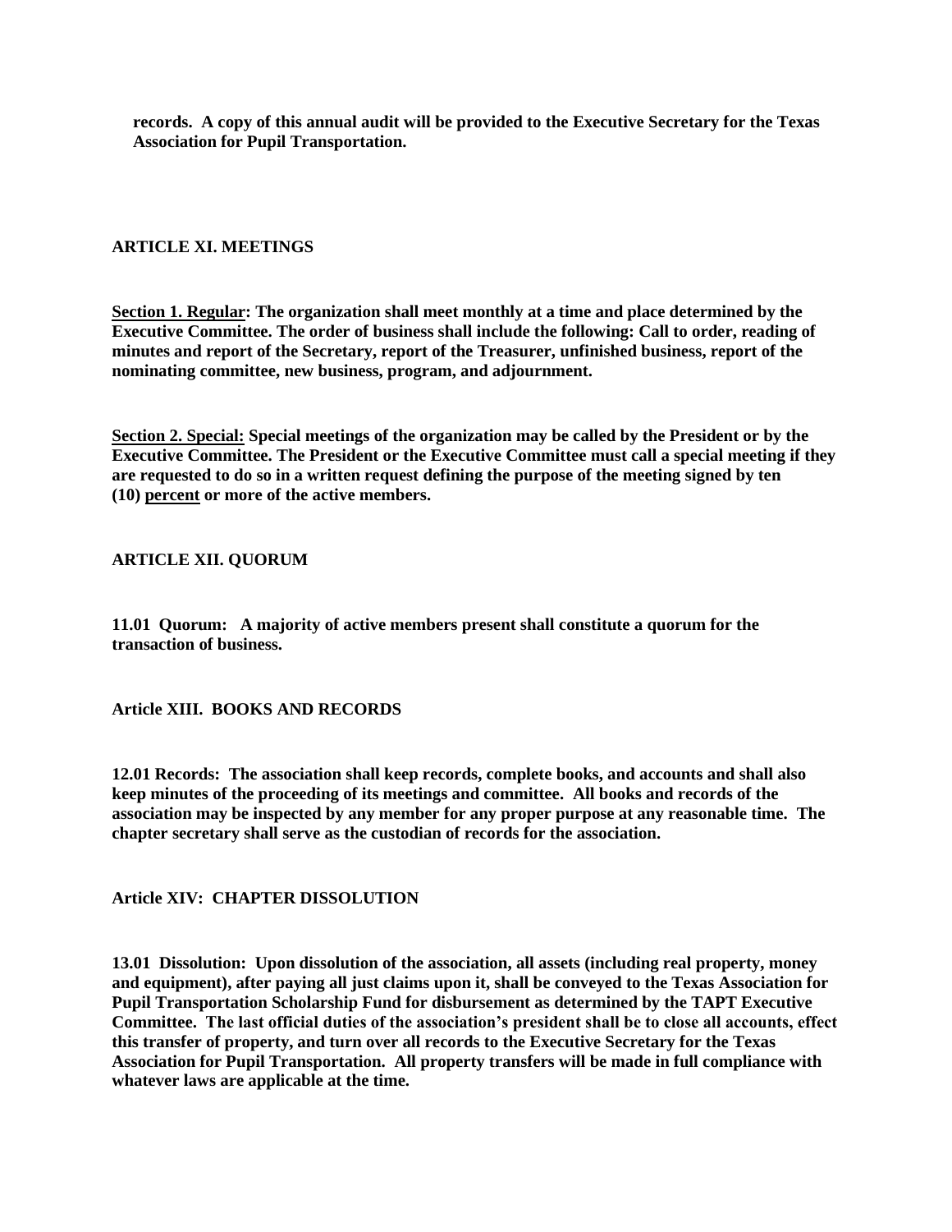**records. A copy of this annual audit will be provided to the Executive Secretary for the Texas Association for Pupil Transportation.**

## ARTICLE XI. MEETINGS

**<u>Section 1. Regular</u>: The organization shall meet monthly at a time and place determined by the Executive Committee. The order of business shall include the following: Call to order, reading of minutes and report of the Secretary, report of the Treasurer, unfinished business, report of the nominating committee, new business, program, and adjournment.**

**<u>Section 2. Special:</u> Special meetings of the organization may be called by the President or by the Executive Committee. The President or the Executive Committee must call a special meeting if they are requested to do so in a written request defining the purpose of the meeting signed by ten (10) <u>percent</u> or more of the active members.**

## ARTICLE XII. QUORUM

**11.01 Quorum: A majority of active members present shall constitute a quorum for the transaction of business.**

## Article XIII. BOOKS AND RECORDS

**12.01 Records: The association shall keep records, complete books, and accounts and shall also keep minutes of the proceeding of its meetings and committee. All books and records of the association may be inspected by any member for any proper purpose at any reasonable time. The chapter secretary shall serve as the custodian of records for the association.**

## Article XIV: CHAPTER DISSOLUTION

**13.01 Dissolution: Upon dissolution of the association, all assets (including real property, money and equipment), after paying all just claims upon it, shall be conveyed to the Texas Association for Pupil Transportation Scholarship Fund for disbursement as determined by the TAPT Executive Committee. The last official duties of the association's president shall be to close all accounts, effect this transfer of property, and turn over all records to the Executive Secretary for the Texas Association for Pupil Transportation. All property transfers will be made in full compliance with whatever laws are applicable at the time.**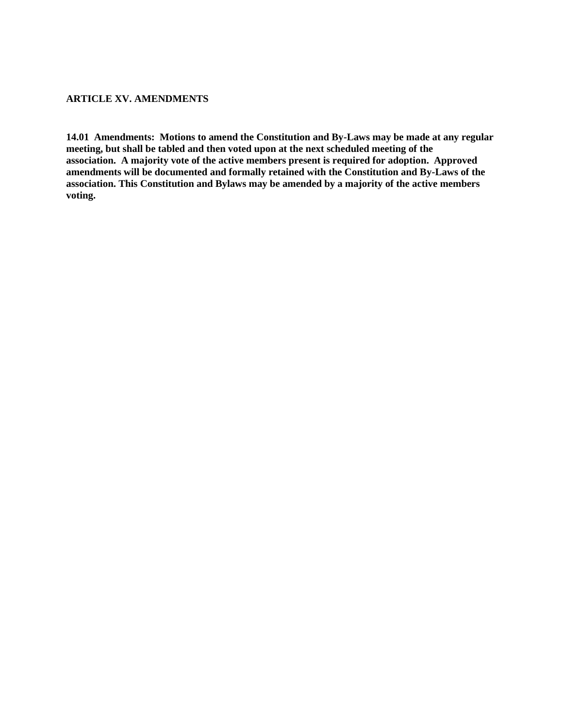**ARTICLE XV. AMENDMENTS**

**14.01 Amendments: Motions to amend the Constitution and By-Laws may be made at any regular meeting, but shall be tabled and then voted upon at the next scheduled meeting of the association. A majority vote of the active members present is required for adoption. Approved amendments will be documented and formally retained with the Constitution and By-Laws of the association. This Constitution and Bylaws may be amended by a majority of the active members voting.**